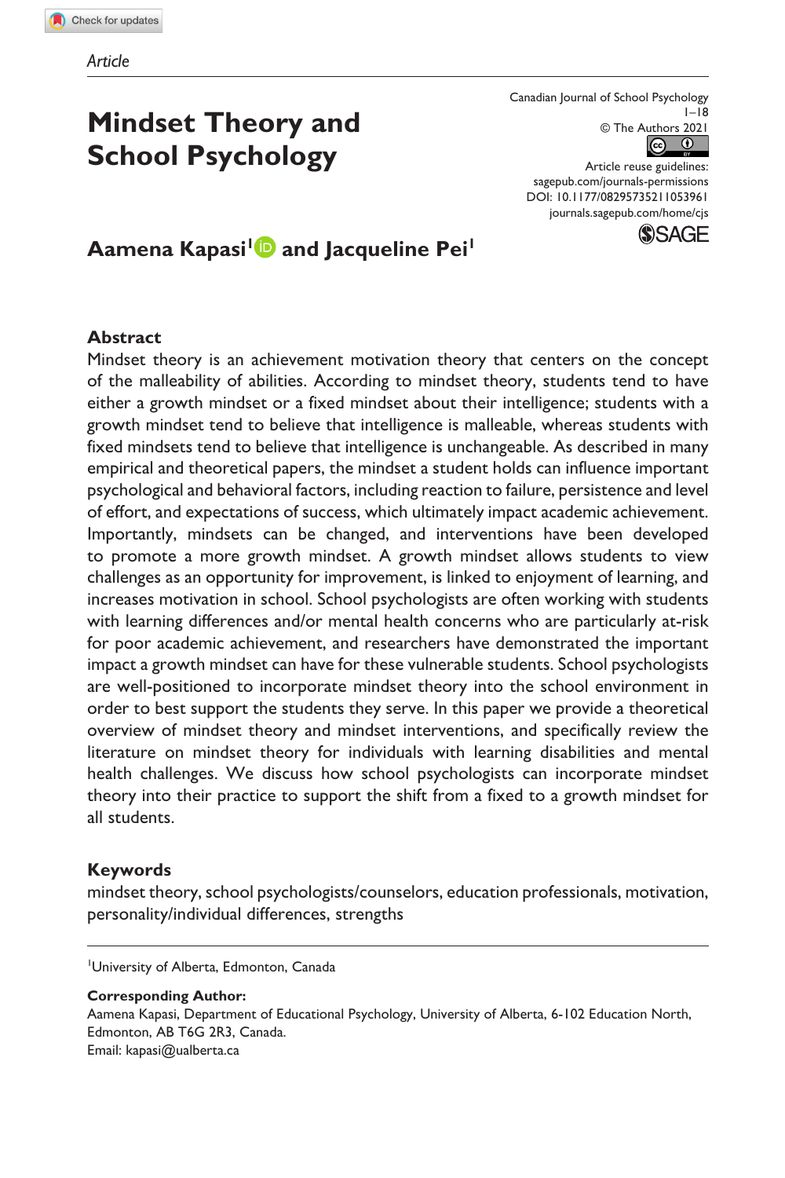*Article*

# Mindset Theory and School Psychology

Canadian Journal of School Psychology
1–18
© The Authors 2021
Article reuse guidelines:
sagepub.com/journals-permissions
DOI: 10.1177/08295735211053961
journals.sagepub.com/home/cjs

**Aamena Kapasi[1] and Jacqueline Pei[1]**

## Abstract

Mindset theory is an achievement motivation theory that centers on the concept of the malleability of abilities. According to mindset theory, students tend to have either a growth mindset or a fixed mindset about their intelligence; students with a growth mindset tend to believe that intelligence is malleable, whereas students with fixed mindsets tend to believe that intelligence is unchangeable. As described in many empirical and theoretical papers, the mindset a student holds can influence important psychological and behavioral factors, including reaction to failure, persistence and level of effort, and expectations of success, which ultimately impact academic achievement. Importantly, mindsets can be changed, and interventions have been developed to promote a more growth mindset. A growth mindset allows students to view challenges as an opportunity for improvement, is linked to enjoyment of learning, and increases motivation in school. School psychologists are often working with students with learning differences and/or mental health concerns who are particularly at-risk for poor academic achievement, and researchers have demonstrated the important impact a growth mindset can have for these vulnerable students. School psychologists are well-positioned to incorporate mindset theory into the school environment in order to best support the students they serve. In this paper we provide a theoretical overview of mindset theory and mindset interventions, and specifically review the literature on mindset theory for individuals with learning disabilities and mental health challenges. We discuss how school psychologists can incorporate mindset theory into their practice to support the shift from a fixed to a growth mindset for all students.

## Keywords

mindset theory, school psychologists/counselors, education professionals, motivation, personality/individual differences, strengths

---

[1]University of Alberta, Edmonton, Canada

**Corresponding Author:**
Aamena Kapasi, Department of Educational Psychology, University of Alberta, 6-102 Education North, Edmonton, AB T6G 2R3, Canada.
Email: kapasi@ualberta.ca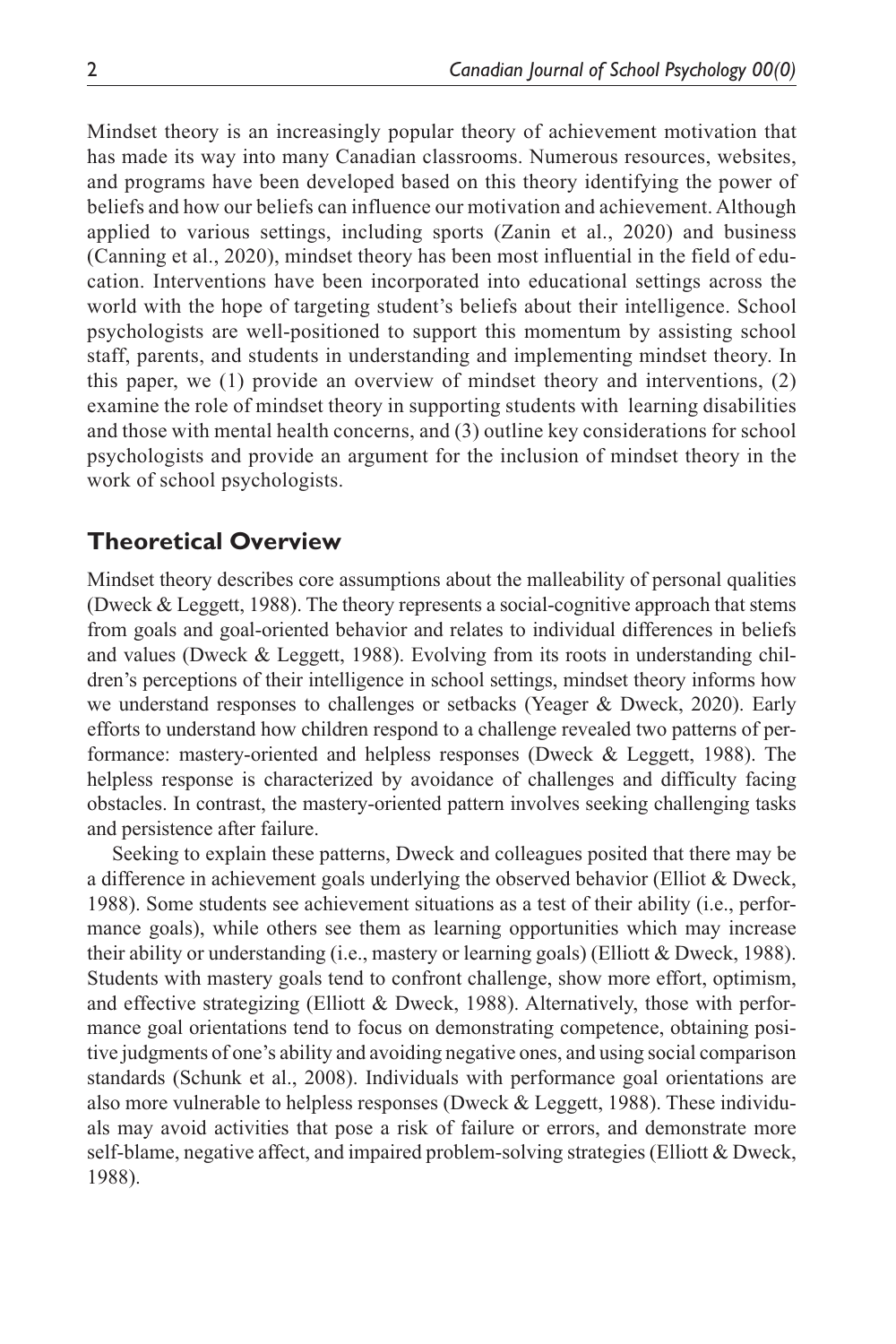Mindset theory is an increasingly popular theory of achievement motivation that has made its way into many Canadian classrooms. Numerous resources, websites, and programs have been developed based on this theory identifying the power of beliefs and how our beliefs can influence our motivation and achievement. Although applied to various settings, including sports (Zanin et al., 2020) and business (Canning et al., 2020), mindset theory has been most influential in the field of education. Interventions have been incorporated into educational settings across the world with the hope of targeting student's beliefs about their intelligence. School psychologists are well-positioned to support this momentum by assisting school staff, parents, and students in understanding and implementing mindset theory. In this paper, we (1) provide an overview of mindset theory and interventions, (2) examine the role of mindset theory in supporting students with learning disabilities and those with mental health concerns, and (3) outline key considerations for school psychologists and provide an argument for the inclusion of mindset theory in the work of school psychologists.

## Theoretical Overview

Mindset theory describes core assumptions about the malleability of personal qualities (Dweck & Leggett, 1988). The theory represents a social-cognitive approach that stems from goals and goal-oriented behavior and relates to individual differences in beliefs and values (Dweck & Leggett, 1988). Evolving from its roots in understanding children's perceptions of their intelligence in school settings, mindset theory informs how we understand responses to challenges or setbacks (Yeager & Dweck, 2020). Early efforts to understand how children respond to a challenge revealed two patterns of performance: mastery-oriented and helpless responses (Dweck & Leggett, 1988). The helpless response is characterized by avoidance of challenges and difficulty facing obstacles. In contrast, the mastery-oriented pattern involves seeking challenging tasks and persistence after failure.

Seeking to explain these patterns, Dweck and colleagues posited that there may be a difference in achievement goals underlying the observed behavior (Elliot & Dweck, 1988). Some students see achievement situations as a test of their ability (i.e., performance goals), while others see them as learning opportunities which may increase their ability or understanding (i.e., mastery or learning goals) (Elliott & Dweck, 1988). Students with mastery goals tend to confront challenge, show more effort, optimism, and effective strategizing (Elliott & Dweck, 1988). Alternatively, those with performance goal orientations tend to focus on demonstrating competence, obtaining positive judgments of one's ability and avoiding negative ones, and using social comparison standards (Schunk et al., 2008). Individuals with performance goal orientations are also more vulnerable to helpless responses (Dweck & Leggett, 1988). These individuals may avoid activities that pose a risk of failure or errors, and demonstrate more self-blame, negative affect, and impaired problem-solving strategies (Elliott & Dweck, 1988).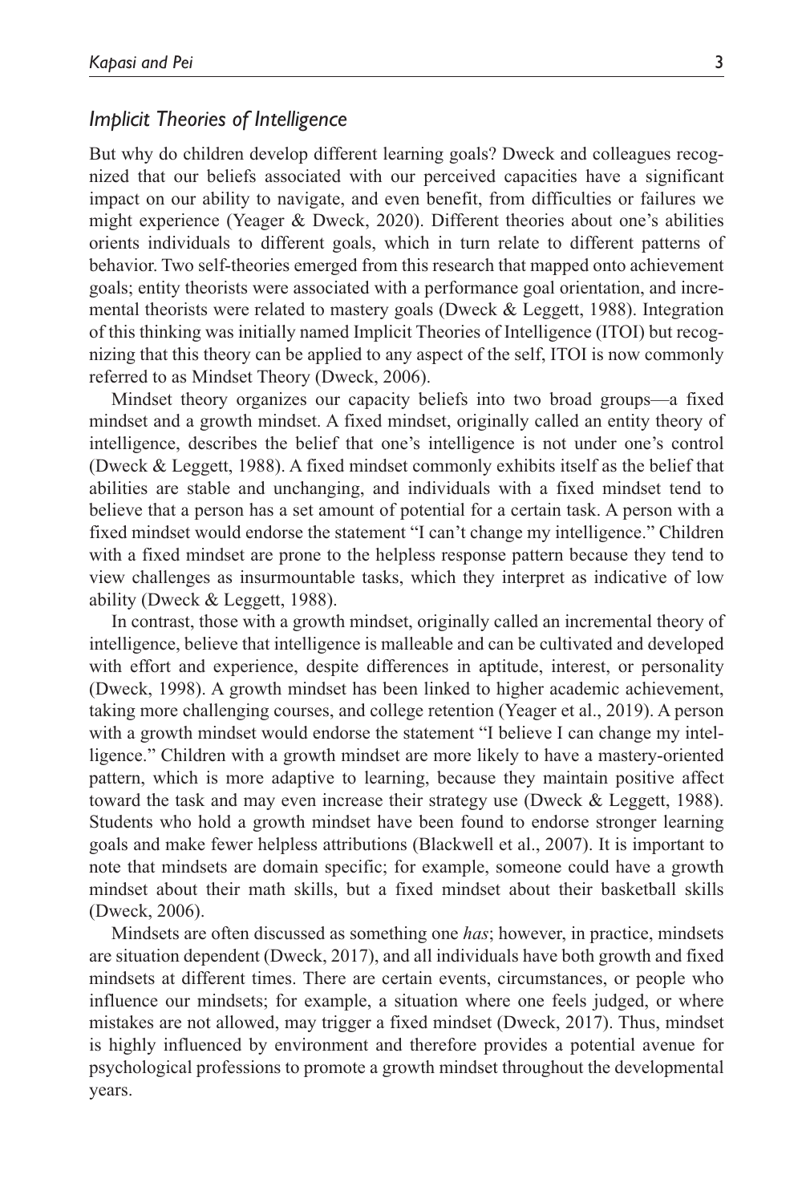### *Implicit Theories of Intelligence*

But why do children develop different learning goals? Dweck and colleagues recognized that our beliefs associated with our perceived capacities have a significant impact on our ability to navigate, and even benefit, from difficulties or failures we might experience (Yeager & Dweck, 2020). Different theories about one's abilities orients individuals to different goals, which in turn relate to different patterns of behavior. Two self-theories emerged from this research that mapped onto achievement goals; entity theorists were associated with a performance goal orientation, and incremental theorists were related to mastery goals (Dweck & Leggett, 1988). Integration of this thinking was initially named Implicit Theories of Intelligence (ITOI) but recognizing that this theory can be applied to any aspect of the self, ITOI is now commonly referred to as Mindset Theory (Dweck, 2006).

Mindset theory organizes our capacity beliefs into two broad groups—a fixed mindset and a growth mindset. A fixed mindset, originally called an entity theory of intelligence, describes the belief that one's intelligence is not under one's control (Dweck & Leggett, 1988). A fixed mindset commonly exhibits itself as the belief that abilities are stable and unchanging, and individuals with a fixed mindset tend to believe that a person has a set amount of potential for a certain task. A person with a fixed mindset would endorse the statement "I can't change my intelligence." Children with a fixed mindset are prone to the helpless response pattern because they tend to view challenges as insurmountable tasks, which they interpret as indicative of low ability (Dweck & Leggett, 1988).

In contrast, those with a growth mindset, originally called an incremental theory of intelligence, believe that intelligence is malleable and can be cultivated and developed with effort and experience, despite differences in aptitude, interest, or personality (Dweck, 1998). A growth mindset has been linked to higher academic achievement, taking more challenging courses, and college retention (Yeager et al., 2019). A person with a growth mindset would endorse the statement "I believe I can change my intelligence." Children with a growth mindset are more likely to have a mastery-oriented pattern, which is more adaptive to learning, because they maintain positive affect toward the task and may even increase their strategy use (Dweck & Leggett, 1988). Students who hold a growth mindset have been found to endorse stronger learning goals and make fewer helpless attributions (Blackwell et al., 2007). It is important to note that mindsets are domain specific; for example, someone could have a growth mindset about their math skills, but a fixed mindset about their basketball skills (Dweck, 2006).

Mindsets are often discussed as something one *has*; however, in practice, mindsets are situation dependent (Dweck, 2017), and all individuals have both growth and fixed mindsets at different times. There are certain events, circumstances, or people who influence our mindsets; for example, a situation where one feels judged, or where mistakes are not allowed, may trigger a fixed mindset (Dweck, 2017). Thus, mindset is highly influenced by environment and therefore provides a potential avenue for psychological professions to promote a growth mindset throughout the developmental years.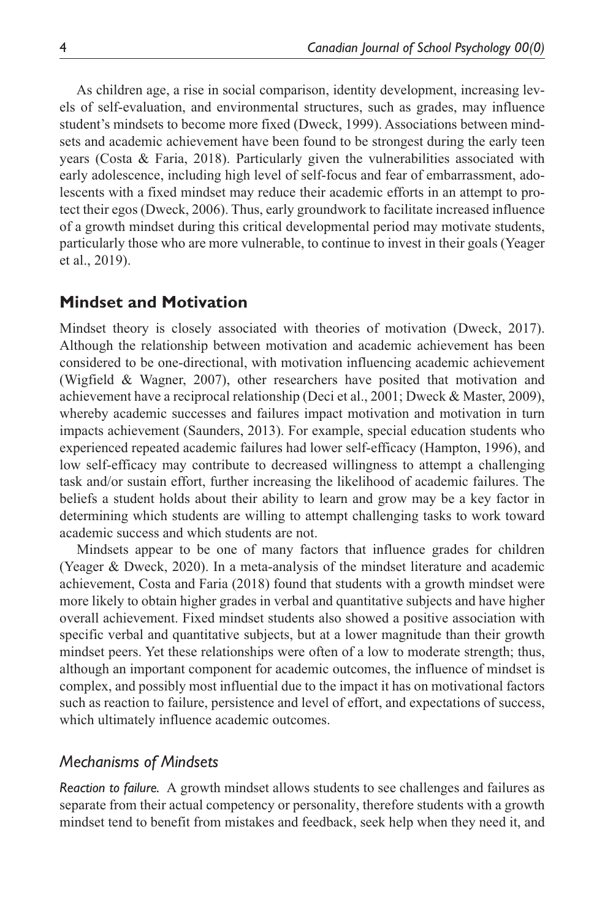As children age, a rise in social comparison, identity development, increasing levels of self-evaluation, and environmental structures, such as grades, may influence student's mindsets to become more fixed (Dweck, 1999). Associations between mindsets and academic achievement have been found to be strongest during the early teen years (Costa & Faria, 2018). Particularly given the vulnerabilities associated with early adolescence, including high level of self-focus and fear of embarrassment, adolescents with a fixed mindset may reduce their academic efforts in an attempt to protect their egos (Dweck, 2006). Thus, early groundwork to facilitate increased influence of a growth mindset during this critical developmental period may motivate students, particularly those who are more vulnerable, to continue to invest in their goals (Yeager et al., 2019).

## Mindset and Motivation

Mindset theory is closely associated with theories of motivation (Dweck, 2017). Although the relationship between motivation and academic achievement has been considered to be one-directional, with motivation influencing academic achievement (Wigfield & Wagner, 2007), other researchers have posited that motivation and achievement have a reciprocal relationship (Deci et al., 2001; Dweck & Master, 2009), whereby academic successes and failures impact motivation and motivation in turn impacts achievement (Saunders, 2013). For example, special education students who experienced repeated academic failures had lower self-efficacy (Hampton, 1996), and low self-efficacy may contribute to decreased willingness to attempt a challenging task and/or sustain effort, further increasing the likelihood of academic failures. The beliefs a student holds about their ability to learn and grow may be a key factor in determining which students are willing to attempt challenging tasks to work toward academic success and which students are not.

Mindsets appear to be one of many factors that influence grades for children (Yeager & Dweck, 2020). In a meta-analysis of the mindset literature and academic achievement, Costa and Faria (2018) found that students with a growth mindset were more likely to obtain higher grades in verbal and quantitative subjects and have higher overall achievement. Fixed mindset students also showed a positive association with specific verbal and quantitative subjects, but at a lower magnitude than their growth mindset peers. Yet these relationships were often of a low to moderate strength; thus, although an important component for academic outcomes, the influence of mindset is complex, and possibly most influential due to the impact it has on motivational factors such as reaction to failure, persistence and level of effort, and expectations of success, which ultimately influence academic outcomes.

### *Mechanisms of Mindsets*

*Reaction to failure.* A growth mindset allows students to see challenges and failures as separate from their actual competency or personality, therefore students with a growth mindset tend to benefit from mistakes and feedback, seek help when they need it, and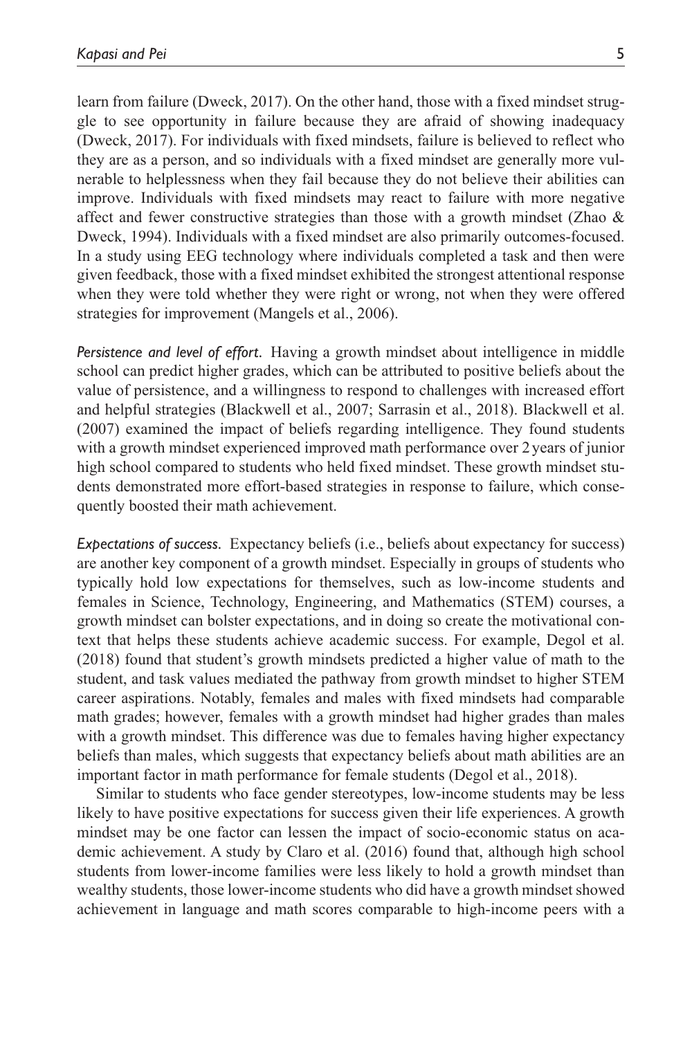learn from failure (Dweck, 2017). On the other hand, those with a fixed mindset struggle to see opportunity in failure because they are afraid of showing inadequacy (Dweck, 2017). For individuals with fixed mindsets, failure is believed to reflect who they are as a person, and so individuals with a fixed mindset are generally more vulnerable to helplessness when they fail because they do not believe their abilities can improve. Individuals with fixed mindsets may react to failure with more negative affect and fewer constructive strategies than those with a growth mindset (Zhao & Dweck, 1994). Individuals with a fixed mindset are also primarily outcomes-focused. In a study using EEG technology where individuals completed a task and then were given feedback, those with a fixed mindset exhibited the strongest attentional response when they were told whether they were right or wrong, not when they were offered strategies for improvement (Mangels et al., 2006).

*Persistence and level of effort.* Having a growth mindset about intelligence in middle school can predict higher grades, which can be attributed to positive beliefs about the value of persistence, and a willingness to respond to challenges with increased effort and helpful strategies (Blackwell et al., 2007; Sarrasin et al., 2018). Blackwell et al. (2007) examined the impact of beliefs regarding intelligence. They found students with a growth mindset experienced improved math performance over 2 years of junior high school compared to students who held fixed mindset. These growth mindset students demonstrated more effort-based strategies in response to failure, which consequently boosted their math achievement.

*Expectations of success.* Expectancy beliefs (i.e., beliefs about expectancy for success) are another key component of a growth mindset. Especially in groups of students who typically hold low expectations for themselves, such as low-income students and females in Science, Technology, Engineering, and Mathematics (STEM) courses, a growth mindset can bolster expectations, and in doing so create the motivational context that helps these students achieve academic success. For example, Degol et al. (2018) found that student's growth mindsets predicted a higher value of math to the student, and task values mediated the pathway from growth mindset to higher STEM career aspirations. Notably, females and males with fixed mindsets had comparable math grades; however, females with a growth mindset had higher grades than males with a growth mindset. This difference was due to females having higher expectancy beliefs than males, which suggests that expectancy beliefs about math abilities are an important factor in math performance for female students (Degol et al., 2018).

Similar to students who face gender stereotypes, low-income students may be less likely to have positive expectations for success given their life experiences. A growth mindset may be one factor can lessen the impact of socio-economic status on academic achievement. A study by Claro et al. (2016) found that, although high school students from lower-income families were less likely to hold a growth mindset than wealthy students, those lower-income students who did have a growth mindset showed achievement in language and math scores comparable to high-income peers with a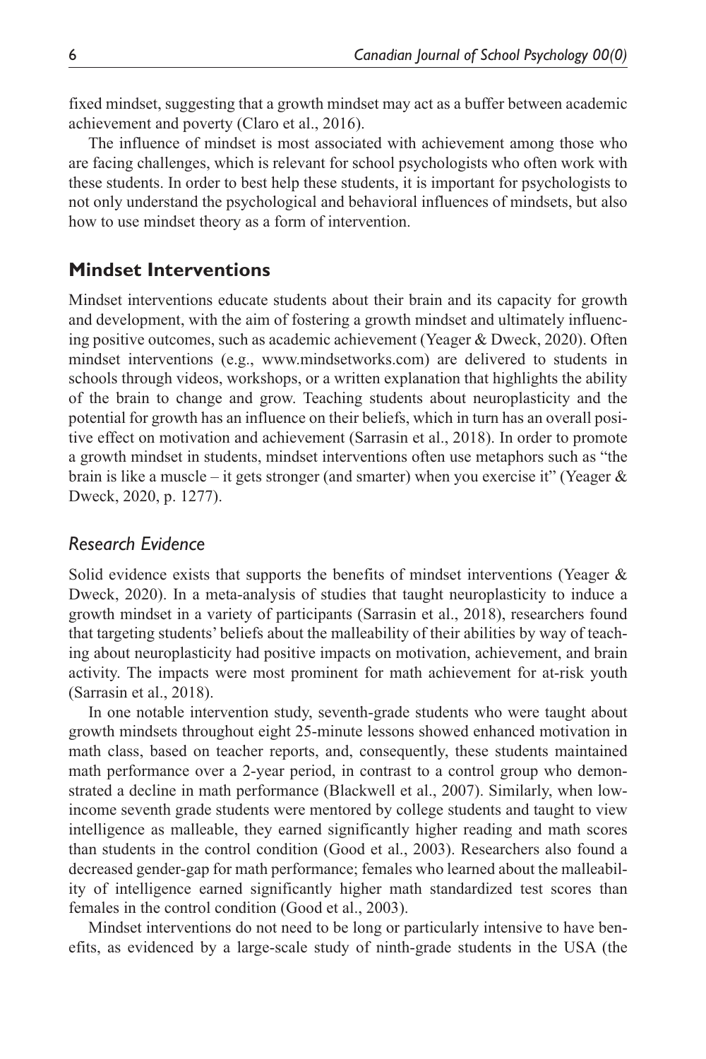fixed mindset, suggesting that a growth mindset may act as a buffer between academic achievement and poverty (Claro et al., 2016).

The influence of mindset is most associated with achievement among those who are facing challenges, which is relevant for school psychologists who often work with these students. In order to best help these students, it is important for psychologists to not only understand the psychological and behavioral influences of mindsets, but also how to use mindset theory as a form of intervention.

## Mindset Interventions

Mindset interventions educate students about their brain and its capacity for growth and development, with the aim of fostering a growth mindset and ultimately influencing positive outcomes, such as academic achievement (Yeager & Dweck, 2020). Often mindset interventions (e.g., www.mindsetworks.com) are delivered to students in schools through videos, workshops, or a written explanation that highlights the ability of the brain to change and grow. Teaching students about neuroplasticity and the potential for growth has an influence on their beliefs, which in turn has an overall positive effect on motivation and achievement (Sarrasin et al., 2018). In order to promote a growth mindset in students, mindset interventions often use metaphors such as "the brain is like a muscle – it gets stronger (and smarter) when you exercise it" (Yeager & Dweck, 2020, p. 1277).

### *Research Evidence*

Solid evidence exists that supports the benefits of mindset interventions (Yeager & Dweck, 2020). In a meta-analysis of studies that taught neuroplasticity to induce a growth mindset in a variety of participants (Sarrasin et al., 2018), researchers found that targeting students' beliefs about the malleability of their abilities by way of teaching about neuroplasticity had positive impacts on motivation, achievement, and brain activity. The impacts were most prominent for math achievement for at-risk youth (Sarrasin et al., 2018).

In one notable intervention study, seventh-grade students who were taught about growth mindsets throughout eight 25-minute lessons showed enhanced motivation in math class, based on teacher reports, and, consequently, these students maintained math performance over a 2-year period, in contrast to a control group who demonstrated a decline in math performance (Blackwell et al., 2007). Similarly, when low-income seventh grade students were mentored by college students and taught to view intelligence as malleable, they earned significantly higher reading and math scores than students in the control condition (Good et al., 2003). Researchers also found a decreased gender-gap for math performance; females who learned about the malleability of intelligence earned significantly higher math standardized test scores than females in the control condition (Good et al., 2003).

Mindset interventions do not need to be long or particularly intensive to have benefits, as evidenced by a large-scale study of ninth-grade students in the USA (the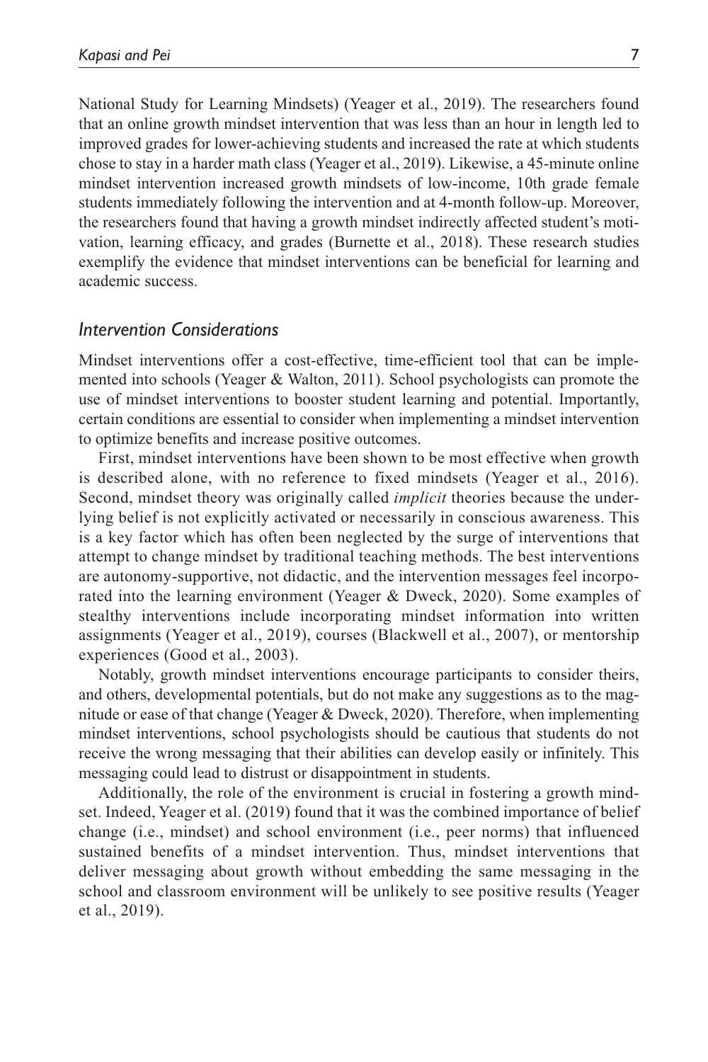National Study for Learning Mindsets) (Yeager et al., 2019). The researchers found that an online growth mindset intervention that was less than an hour in length led to improved grades for lower-achieving students and increased the rate at which students chose to stay in a harder math class (Yeager et al., 2019). Likewise, a 45-minute online mindset intervention increased growth mindsets of low-income, 10th grade female students immediately following the intervention and at 4-month follow-up. Moreover, the researchers found that having a growth mindset indirectly affected student's motivation, learning efficacy, and grades (Burnette et al., 2018). These research studies exemplify the evidence that mindset interventions can be beneficial for learning and academic success.

### *Intervention Considerations*

Mindset interventions offer a cost-effective, time-efficient tool that can be implemented into schools (Yeager & Walton, 2011). School psychologists can promote the use of mindset interventions to booster student learning and potential. Importantly, certain conditions are essential to consider when implementing a mindset intervention to optimize benefits and increase positive outcomes.

First, mindset interventions have been shown to be most effective when growth is described alone, with no reference to fixed mindsets (Yeager et al., 2016). Second, mindset theory was originally called *implicit* theories because the underlying belief is not explicitly activated or necessarily in conscious awareness. This is a key factor which has often been neglected by the surge of interventions that attempt to change mindset by traditional teaching methods. The best interventions are autonomy-supportive, not didactic, and the intervention messages feel incorporated into the learning environment (Yeager & Dweck, 2020). Some examples of stealthy interventions include incorporating mindset information into written assignments (Yeager et al., 2019), courses (Blackwell et al., 2007), or mentorship experiences (Good et al., 2003).

Notably, growth mindset interventions encourage participants to consider theirs, and others, developmental potentials, but do not make any suggestions as to the magnitude or ease of that change (Yeager & Dweck, 2020). Therefore, when implementing mindset interventions, school psychologists should be cautious that students do not receive the wrong messaging that their abilities can develop easily or infinitely. This messaging could lead to distrust or disappointment in students.

Additionally, the role of the environment is crucial in fostering a growth mindset. Indeed, Yeager et al. (2019) found that it was the combined importance of belief change (i.e., mindset) and school environment (i.e., peer norms) that influenced sustained benefits of a mindset intervention. Thus, mindset interventions that deliver messaging about growth without embedding the same messaging in the school and classroom environment will be unlikely to see positive results (Yeager et al., 2019).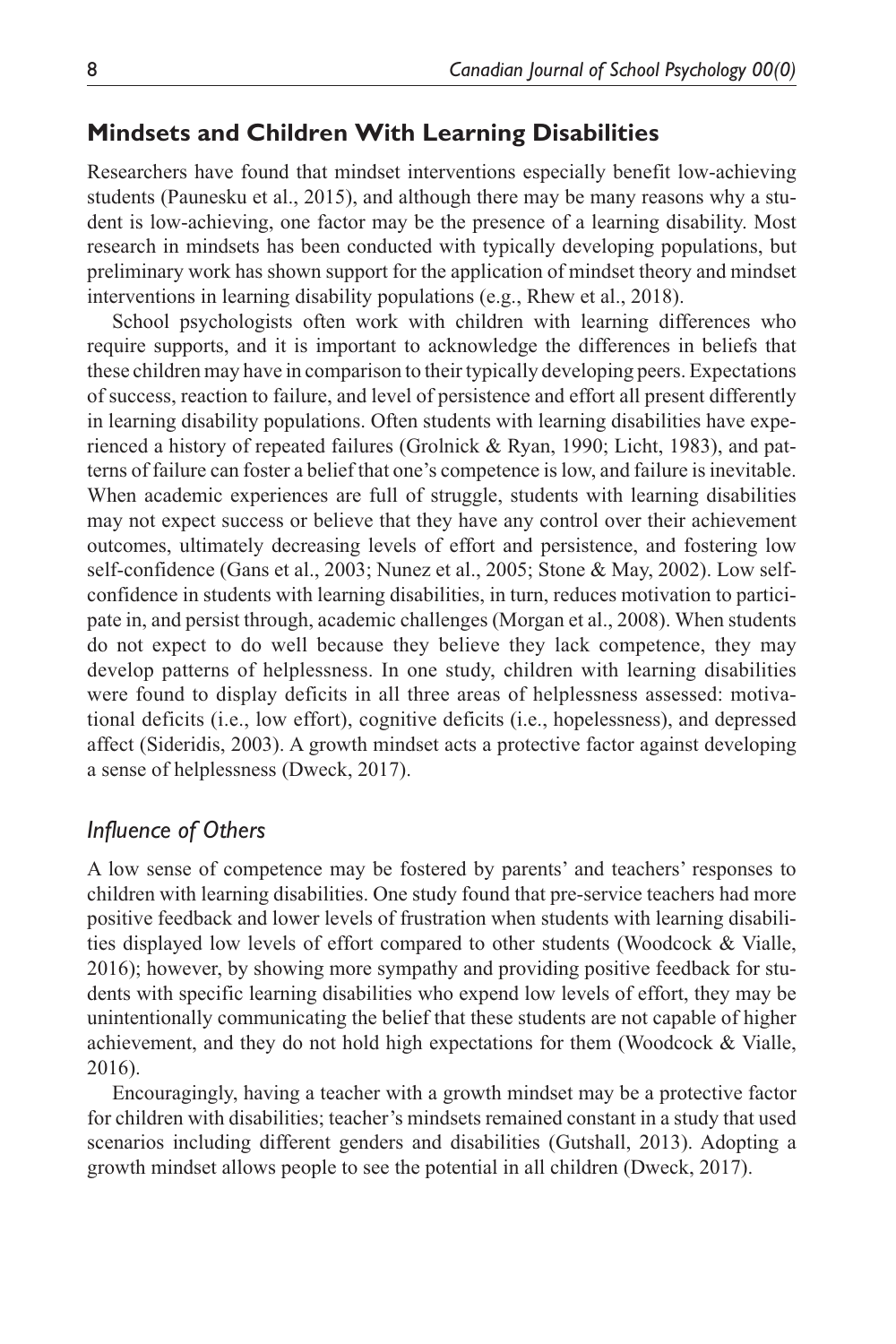## Mindsets and Children With Learning Disabilities

Researchers have found that mindset interventions especially benefit low-achieving students (Paunesku et al., 2015), and although there may be many reasons why a student is low-achieving, one factor may be the presence of a learning disability. Most research in mindsets has been conducted with typically developing populations, but preliminary work has shown support for the application of mindset theory and mindset interventions in learning disability populations (e.g., Rhew et al., 2018).

School psychologists often work with children with learning differences who require supports, and it is important to acknowledge the differences in beliefs that these children may have in comparison to their typically developing peers. Expectations of success, reaction to failure, and level of persistence and effort all present differently in learning disability populations. Often students with learning disabilities have experienced a history of repeated failures (Grolnick & Ryan, 1990; Licht, 1983), and patterns of failure can foster a belief that one's competence is low, and failure is inevitable. When academic experiences are full of struggle, students with learning disabilities may not expect success or believe that they have any control over their achievement outcomes, ultimately decreasing levels of effort and persistence, and fostering low self-confidence (Gans et al., 2003; Nunez et al., 2005; Stone & May, 2002). Low self-confidence in students with learning disabilities, in turn, reduces motivation to participate in, and persist through, academic challenges (Morgan et al., 2008). When students do not expect to do well because they believe they lack competence, they may develop patterns of helplessness. In one study, children with learning disabilities were found to display deficits in all three areas of helplessness assessed: motivational deficits (i.e., low effort), cognitive deficits (i.e., hopelessness), and depressed affect (Sideridis, 2003). A growth mindset acts a protective factor against developing a sense of helplessness (Dweck, 2017).

### *Influence of Others*

A low sense of competence may be fostered by parents' and teachers' responses to children with learning disabilities. One study found that pre-service teachers had more positive feedback and lower levels of frustration when students with learning disabilities displayed low levels of effort compared to other students (Woodcock & Vialle, 2016); however, by showing more sympathy and providing positive feedback for students with specific learning disabilities who expend low levels of effort, they may be unintentionally communicating the belief that these students are not capable of higher achievement, and they do not hold high expectations for them (Woodcock & Vialle, 2016).

Encouragingly, having a teacher with a growth mindset may be a protective factor for children with disabilities; teacher's mindsets remained constant in a study that used scenarios including different genders and disabilities (Gutshall, 2013). Adopting a growth mindset allows people to see the potential in all children (Dweck, 2017).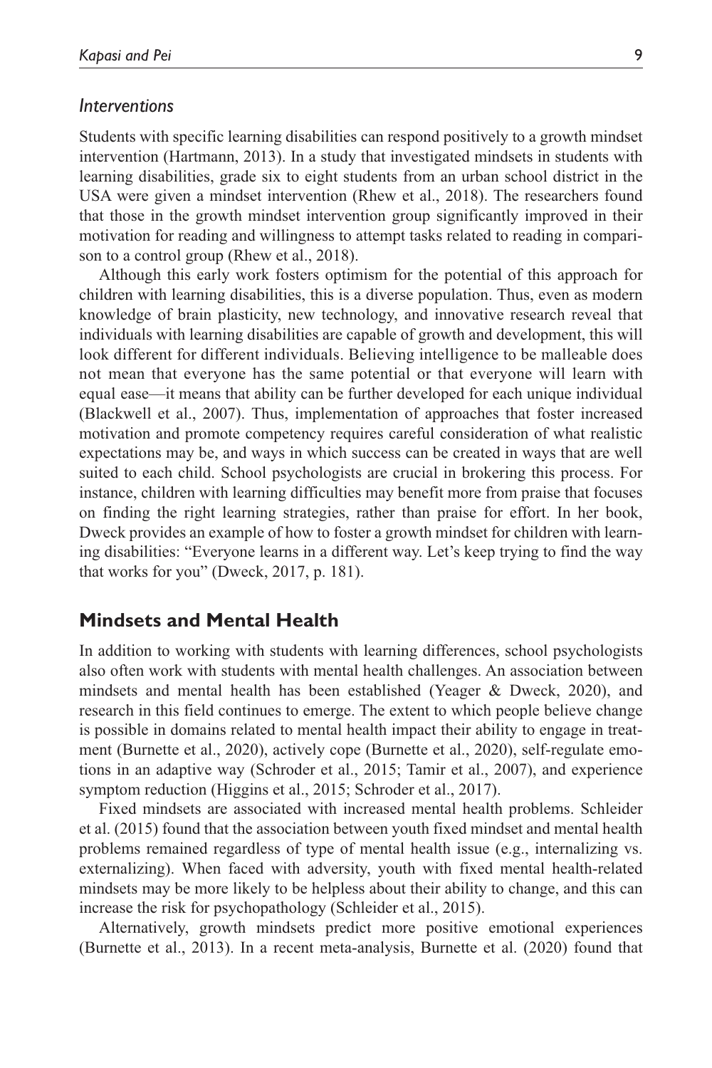### *Interventions*

Students with specific learning disabilities can respond positively to a growth mindset intervention (Hartmann, 2013). In a study that investigated mindsets in students with learning disabilities, grade six to eight students from an urban school district in the USA were given a mindset intervention (Rhew et al., 2018). The researchers found that those in the growth mindset intervention group significantly improved in their motivation for reading and willingness to attempt tasks related to reading in comparison to a control group (Rhew et al., 2018).

Although this early work fosters optimism for the potential of this approach for children with learning disabilities, this is a diverse population. Thus, even as modern knowledge of brain plasticity, new technology, and innovative research reveal that individuals with learning disabilities are capable of growth and development, this will look different for different individuals. Believing intelligence to be malleable does not mean that everyone has the same potential or that everyone will learn with equal ease—it means that ability can be further developed for each unique individual (Blackwell et al., 2007). Thus, implementation of approaches that foster increased motivation and promote competency requires careful consideration of what realistic expectations may be, and ways in which success can be created in ways that are well suited to each child. School psychologists are crucial in brokering this process. For instance, children with learning difficulties may benefit more from praise that focuses on finding the right learning strategies, rather than praise for effort. In her book, Dweck provides an example of how to foster a growth mindset for children with learning disabilities: "Everyone learns in a different way. Let's keep trying to find the way that works for you" (Dweck, 2017, p. 181).

## **Mindsets and Mental Health**

In addition to working with students with learning differences, school psychologists also often work with students with mental health challenges. An association between mindsets and mental health has been established (Yeager & Dweck, 2020), and research in this field continues to emerge. The extent to which people believe change is possible in domains related to mental health impact their ability to engage in treatment (Burnette et al., 2020), actively cope (Burnette et al., 2020), self-regulate emotions in an adaptive way (Schroder et al., 2015; Tamir et al., 2007), and experience symptom reduction (Higgins et al., 2015; Schroder et al., 2017).

Fixed mindsets are associated with increased mental health problems. Schleider et al. (2015) found that the association between youth fixed mindset and mental health problems remained regardless of type of mental health issue (e.g., internalizing vs. externalizing). When faced with adversity, youth with fixed mental health-related mindsets may be more likely to be helpless about their ability to change, and this can increase the risk for psychopathology (Schleider et al., 2015).

Alternatively, growth mindsets predict more positive emotional experiences (Burnette et al., 2013). In a recent meta-analysis, Burnette et al. (2020) found that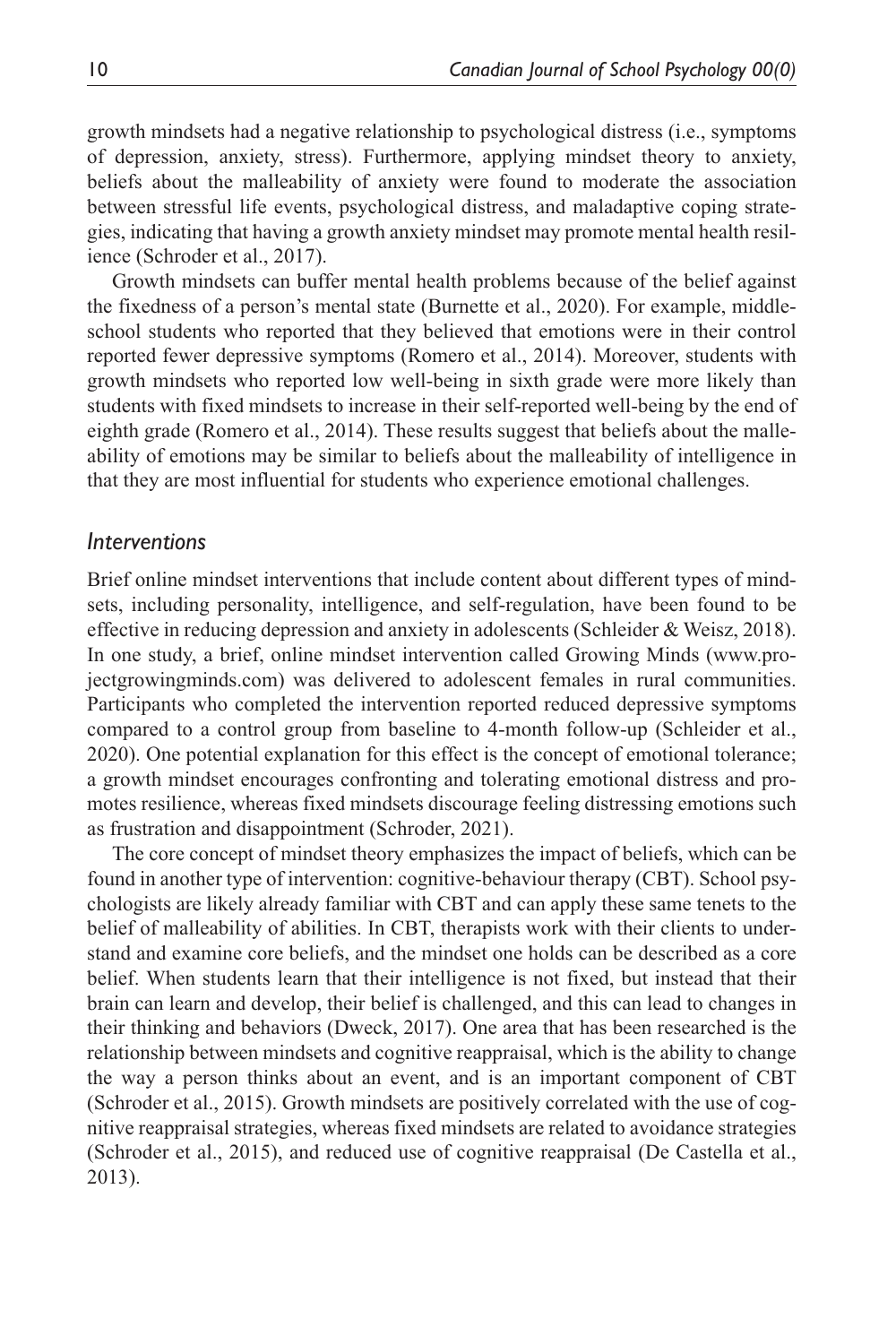growth mindsets had a negative relationship to psychological distress (i.e., symptoms of depression, anxiety, stress). Furthermore, applying mindset theory to anxiety, beliefs about the malleability of anxiety were found to moderate the association between stressful life events, psychological distress, and maladaptive coping strategies, indicating that having a growth anxiety mindset may promote mental health resilience (Schroder et al., 2017).

Growth mindsets can buffer mental health problems because of the belief against the fixedness of a person's mental state (Burnette et al., 2020). For example, middle-school students who reported that they believed that emotions were in their control reported fewer depressive symptoms (Romero et al., 2014). Moreover, students with growth mindsets who reported low well-being in sixth grade were more likely than students with fixed mindsets to increase in their self-reported well-being by the end of eighth grade (Romero et al., 2014). These results suggest that beliefs about the malleability of emotions may be similar to beliefs about the malleability of intelligence in that they are most influential for students who experience emotional challenges.

### *Interventions*

Brief online mindset interventions that include content about different types of mindsets, including personality, intelligence, and self-regulation, have been found to be effective in reducing depression and anxiety in adolescents (Schleider & Weisz, 2018). In one study, a brief, online mindset intervention called Growing Minds (www.projectgrowingminds.com) was delivered to adolescent females in rural communities. Participants who completed the intervention reported reduced depressive symptoms compared to a control group from baseline to 4-month follow-up (Schleider et al., 2020). One potential explanation for this effect is the concept of emotional tolerance; a growth mindset encourages confronting and tolerating emotional distress and promotes resilience, whereas fixed mindsets discourage feeling distressing emotions such as frustration and disappointment (Schroder, 2021).

The core concept of mindset theory emphasizes the impact of beliefs, which can be found in another type of intervention: cognitive-behaviour therapy (CBT). School psychologists are likely already familiar with CBT and can apply these same tenets to the belief of malleability of abilities. In CBT, therapists work with their clients to understand and examine core beliefs, and the mindset one holds can be described as a core belief. When students learn that their intelligence is not fixed, but instead that their brain can learn and develop, their belief is challenged, and this can lead to changes in their thinking and behaviors (Dweck, 2017). One area that has been researched is the relationship between mindsets and cognitive reappraisal, which is the ability to change the way a person thinks about an event, and is an important component of CBT (Schroder et al., 2015). Growth mindsets are positively correlated with the use of cognitive reappraisal strategies, whereas fixed mindsets are related to avoidance strategies (Schroder et al., 2015), and reduced use of cognitive reappraisal (De Castella et al., 2013).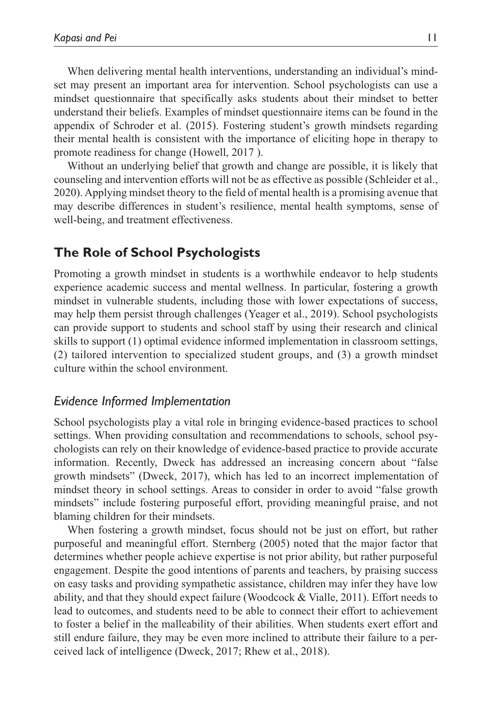When delivering mental health interventions, understanding an individual's mindset may present an important area for intervention. School psychologists can use a mindset questionnaire that specifically asks students about their mindset to better understand their beliefs. Examples of mindset questionnaire items can be found in the appendix of Schroder et al. (2015). Fostering student's growth mindsets regarding their mental health is consistent with the importance of eliciting hope in therapy to promote readiness for change (Howell, 2017 ).

Without an underlying belief that growth and change are possible, it is likely that counseling and intervention efforts will not be as effective as possible (Schleider et al., 2020). Applying mindset theory to the field of mental health is a promising avenue that may describe differences in student's resilience, mental health symptoms, sense of well-being, and treatment effectiveness.

## The Role of School Psychologists

Promoting a growth mindset in students is a worthwhile endeavor to help students experience academic success and mental wellness. In particular, fostering a growth mindset in vulnerable students, including those with lower expectations of success, may help them persist through challenges (Yeager et al., 2019). School psychologists can provide support to students and school staff by using their research and clinical skills to support (1) optimal evidence informed implementation in classroom settings, (2) tailored intervention to specialized student groups, and (3) a growth mindset culture within the school environment.

### *Evidence Informed Implementation*

School psychologists play a vital role in bringing evidence-based practices to school settings. When providing consultation and recommendations to schools, school psychologists can rely on their knowledge of evidence-based practice to provide accurate information. Recently, Dweck has addressed an increasing concern about "false growth mindsets" (Dweck, 2017), which has led to an incorrect implementation of mindset theory in school settings. Areas to consider in order to avoid "false growth mindsets" include fostering purposeful effort, providing meaningful praise, and not blaming children for their mindsets.

When fostering a growth mindset, focus should not be just on effort, but rather purposeful and meaningful effort. Sternberg (2005) noted that the major factor that determines whether people achieve expertise is not prior ability, but rather purposeful engagement. Despite the good intentions of parents and teachers, by praising success on easy tasks and providing sympathetic assistance, children may infer they have low ability, and that they should expect failure (Woodcock & Vialle, 2011). Effort needs to lead to outcomes, and students need to be able to connect their effort to achievement to foster a belief in the malleability of their abilities. When students exert effort and still endure failure, they may be even more inclined to attribute their failure to a perceived lack of intelligence (Dweck, 2017; Rhew et al., 2018).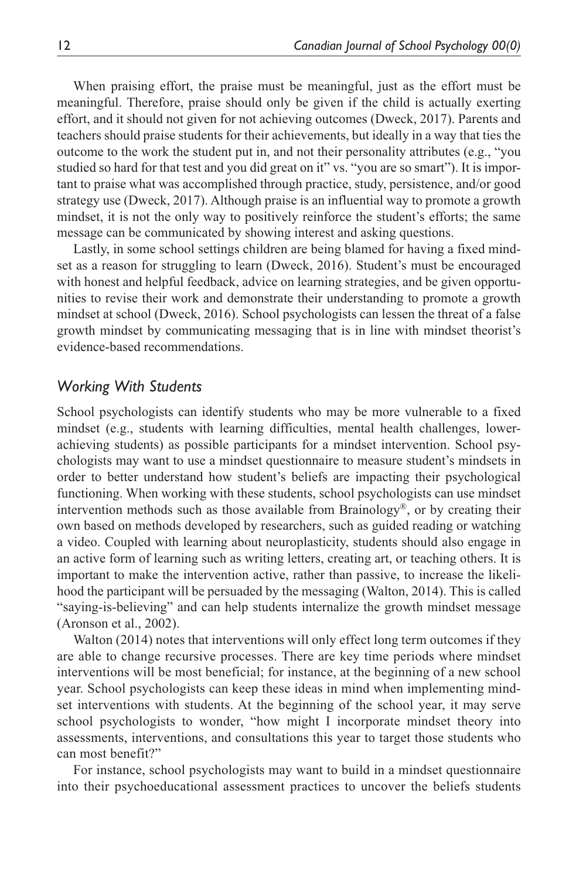When praising effort, the praise must be meaningful, just as the effort must be meaningful. Therefore, praise should only be given if the child is actually exerting effort, and it should not given for not achieving outcomes (Dweck, 2017). Parents and teachers should praise students for their achievements, but ideally in a way that ties the outcome to the work the student put in, and not their personality attributes (e.g., "you studied so hard for that test and you did great on it" vs. "you are so smart"). It is important to praise what was accomplished through practice, study, persistence, and/or good strategy use (Dweck, 2017). Although praise is an influential way to promote a growth mindset, it is not the only way to positively reinforce the student's efforts; the same message can be communicated by showing interest and asking questions.

Lastly, in some school settings children are being blamed for having a fixed mindset as a reason for struggling to learn (Dweck, 2016). Student's must be encouraged with honest and helpful feedback, advice on learning strategies, and be given opportunities to revise their work and demonstrate their understanding to promote a growth mindset at school (Dweck, 2016). School psychologists can lessen the threat of a false growth mindset by communicating messaging that is in line with mindset theorist's evidence-based recommendations.

### *Working With Students*

School psychologists can identify students who may be more vulnerable to a fixed mindset (e.g., students with learning difficulties, mental health challenges, lower-achieving students) as possible participants for a mindset intervention. School psychologists may want to use a mindset questionnaire to measure student's mindsets in order to better understand how student's beliefs are impacting their psychological functioning. When working with these students, school psychologists can use mindset intervention methods such as those available from Brainology®, or by creating their own based on methods developed by researchers, such as guided reading or watching a video. Coupled with learning about neuroplasticity, students should also engage in an active form of learning such as writing letters, creating art, or teaching others. It is important to make the intervention active, rather than passive, to increase the likelihood the participant will be persuaded by the messaging (Walton, 2014). This is called "saying-is-believing" and can help students internalize the growth mindset message (Aronson et al., 2002).

Walton (2014) notes that interventions will only effect long term outcomes if they are able to change recursive processes. There are key time periods where mindset interventions will be most beneficial; for instance, at the beginning of a new school year. School psychologists can keep these ideas in mind when implementing mindset interventions with students. At the beginning of the school year, it may serve school psychologists to wonder, "how might I incorporate mindset theory into assessments, interventions, and consultations this year to target those students who can most benefit?"

For instance, school psychologists may want to build in a mindset questionnaire into their psychoeducational assessment practices to uncover the beliefs students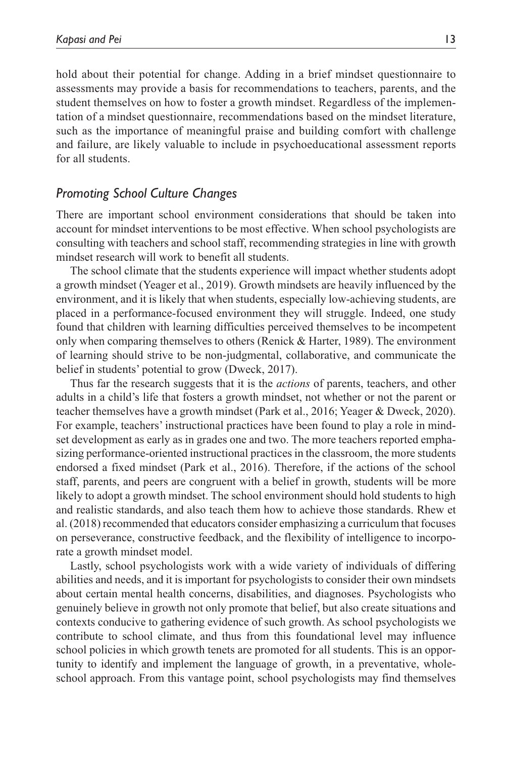hold about their potential for change. Adding in a brief mindset questionnaire to assessments may provide a basis for recommendations to teachers, parents, and the student themselves on how to foster a growth mindset. Regardless of the implementation of a mindset questionnaire, recommendations based on the mindset literature, such as the importance of meaningful praise and building comfort with challenge and failure, are likely valuable to include in psychoeducational assessment reports for all students.

### *Promoting School Culture Changes*

There are important school environment considerations that should be taken into account for mindset interventions to be most effective. When school psychologists are consulting with teachers and school staff, recommending strategies in line with growth mindset research will work to benefit all students.

The school climate that the students experience will impact whether students adopt a growth mindset (Yeager et al., 2019). Growth mindsets are heavily influenced by the environment, and it is likely that when students, especially low-achieving students, are placed in a performance-focused environment they will struggle. Indeed, one study found that children with learning difficulties perceived themselves to be incompetent only when comparing themselves to others (Renick & Harter, 1989). The environment of learning should strive to be non-judgmental, collaborative, and communicate the belief in students' potential to grow (Dweck, 2017).

Thus far the research suggests that it is the *actions* of parents, teachers, and other adults in a child's life that fosters a growth mindset, not whether or not the parent or teacher themselves have a growth mindset (Park et al., 2016; Yeager & Dweck, 2020). For example, teachers' instructional practices have been found to play a role in mindset development as early as in grades one and two. The more teachers reported emphasizing performance-oriented instructional practices in the classroom, the more students endorsed a fixed mindset (Park et al., 2016). Therefore, if the actions of the school staff, parents, and peers are congruent with a belief in growth, students will be more likely to adopt a growth mindset. The school environment should hold students to high and realistic standards, and also teach them how to achieve those standards. Rhew et al. (2018) recommended that educators consider emphasizing a curriculum that focuses on perseverance, constructive feedback, and the flexibility of intelligence to incorporate a growth mindset model.

Lastly, school psychologists work with a wide variety of individuals of differing abilities and needs, and it is important for psychologists to consider their own mindsets about certain mental health concerns, disabilities, and diagnoses. Psychologists who genuinely believe in growth not only promote that belief, but also create situations and contexts conducive to gathering evidence of such growth. As school psychologists we contribute to school climate, and thus from this foundational level may influence school policies in which growth tenets are promoted for all students. This is an opportunity to identify and implement the language of growth, in a preventative, whole-school approach. From this vantage point, school psychologists may find themselves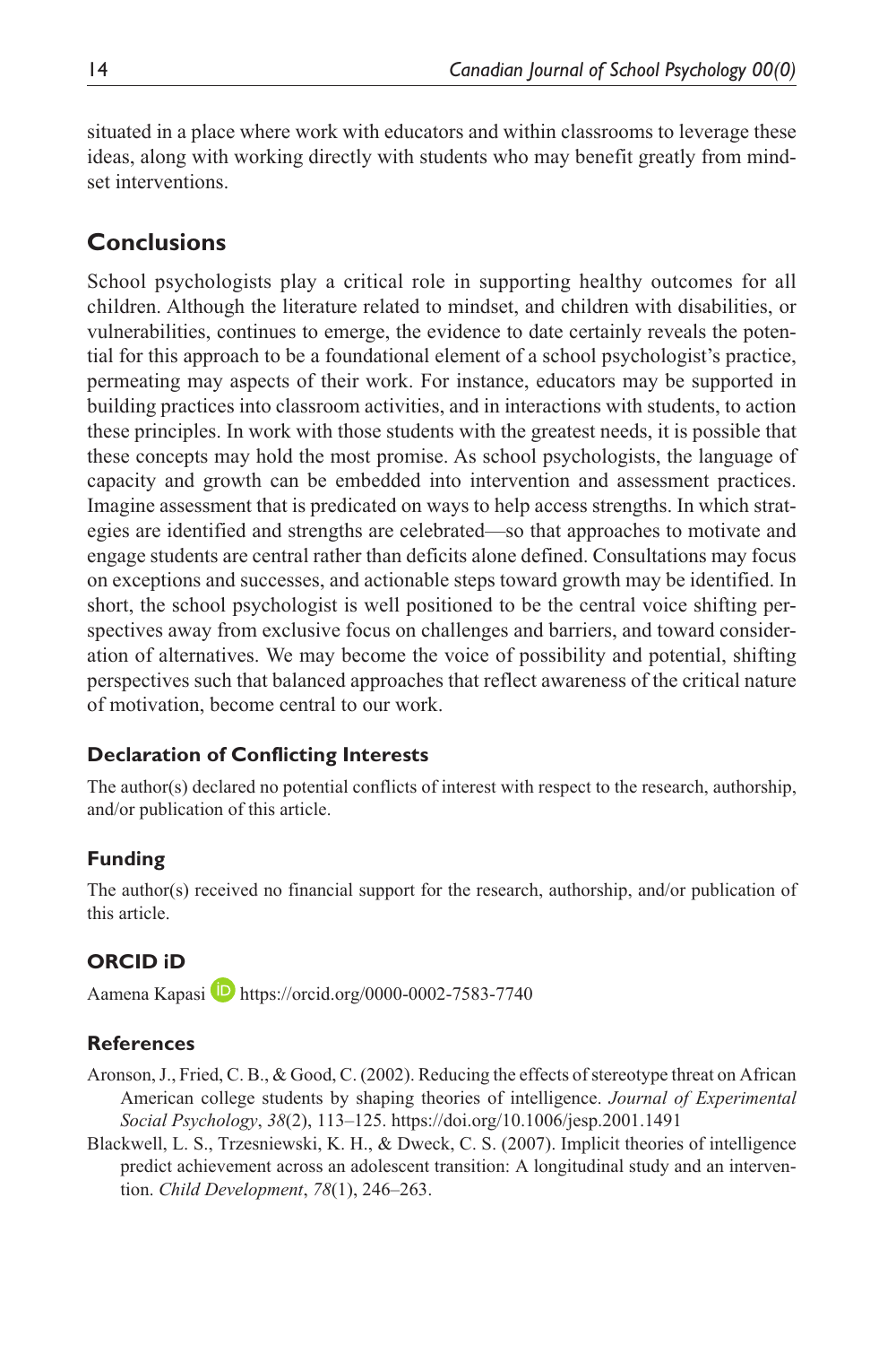situated in a place where work with educators and within classrooms to leverage these ideas, along with working directly with students who may benefit greatly from mindset interventions.

## Conclusions

School psychologists play a critical role in supporting healthy outcomes for all children. Although the literature related to mindset, and children with disabilities, or vulnerabilities, continues to emerge, the evidence to date certainly reveals the potential for this approach to be a foundational element of a school psychologist's practice, permeating may aspects of their work. For instance, educators may be supported in building practices into classroom activities, and in interactions with students, to action these principles. In work with those students with the greatest needs, it is possible that these concepts may hold the most promise. As school psychologists, the language of capacity and growth can be embedded into intervention and assessment practices. Imagine assessment that is predicated on ways to help access strengths. In which strategies are identified and strengths are celebrated—so that approaches to motivate and engage students are central rather than deficits alone defined. Consultations may focus on exceptions and successes, and actionable steps toward growth may be identified. In short, the school psychologist is well positioned to be the central voice shifting perspectives away from exclusive focus on challenges and barriers, and toward consideration of alternatives. We may become the voice of possibility and potential, shifting perspectives such that balanced approaches that reflect awareness of the critical nature of motivation, become central to our work.

### Declaration of Conflicting Interests

The author(s) declared no potential conflicts of interest with respect to the research, authorship, and/or publication of this article.

### Funding

The author(s) received no financial support for the research, authorship, and/or publication of this article.

### ORCID iD

Aamena Kapasi https://orcid.org/0000-0002-7583-7740

### References

Aronson, J., Fried, C. B., & Good, C. (2002). Reducing the effects of stereotype threat on African American college students by shaping theories of intelligence. *Journal of Experimental Social Psychology*, *38*(2), 113–125. https://doi.org/10.1006/jesp.2001.1491

Blackwell, L. S., Trzesniewski, K. H., & Dweck, C. S. (2007). Implicit theories of intelligence predict achievement across an adolescent transition: A longitudinal study and an intervention. *Child Development*, *78*(1), 246–263.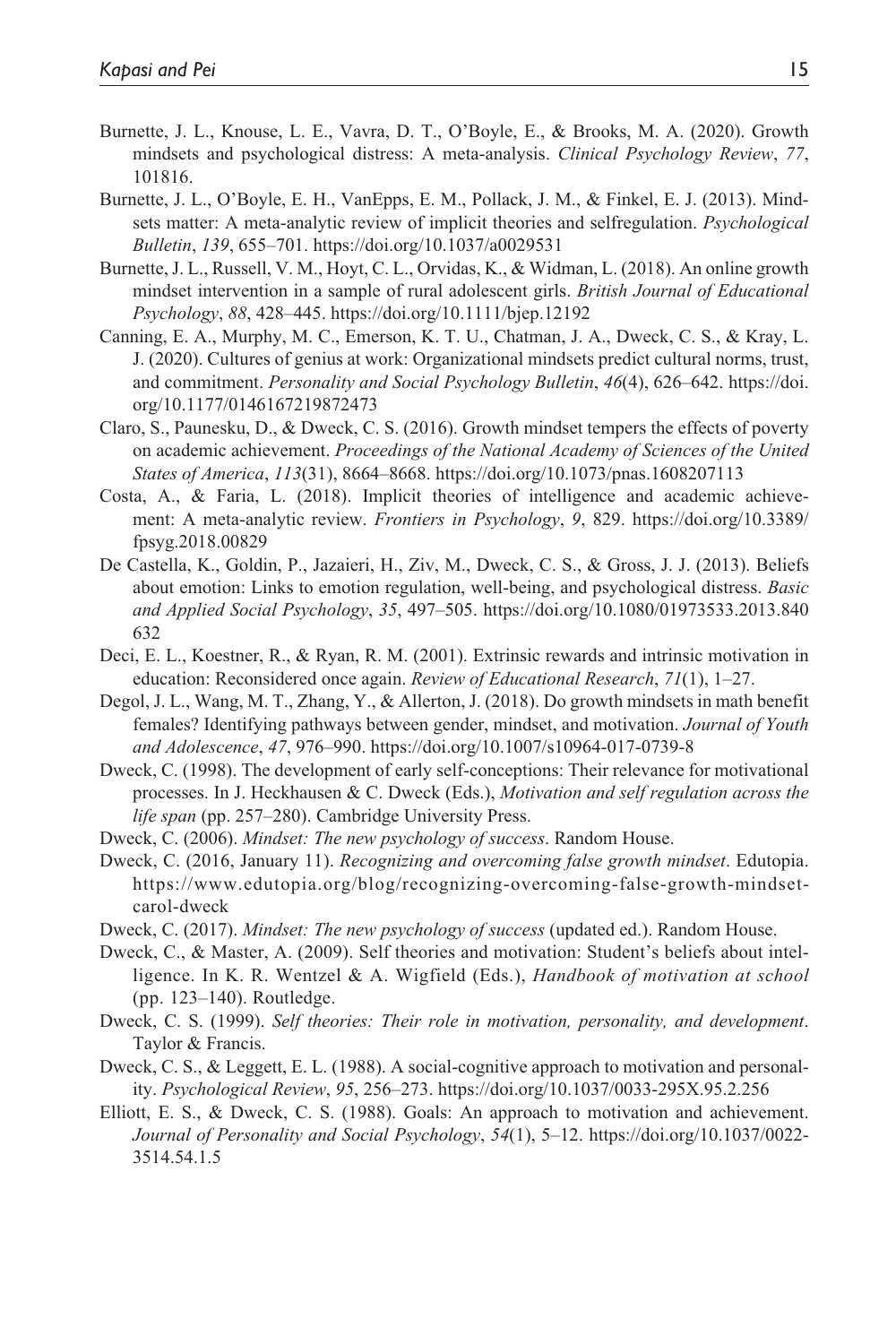Burnette, J. L., Knouse, L. E., Vavra, D. T., O'Boyle, E., & Brooks, M. A. (2020). Growth mindsets and psychological distress: A meta-analysis. *Clinical Psychology Review*, *77*, 101816.

Burnette, J. L., O'Boyle, E. H., VanEpps, E. M., Pollack, J. M., & Finkel, E. J. (2013). Mindsets matter: A meta-analytic review of implicit theories and selfregulation. *Psychological Bulletin*, *139*, 655–701. https://doi.org/10.1037/a0029531

Burnette, J. L., Russell, V. M., Hoyt, C. L., Orvidas, K., & Widman, L. (2018). An online growth mindset intervention in a sample of rural adolescent girls. *British Journal of Educational Psychology*, *88*, 428–445. https://doi.org/10.1111/bjep.12192

Canning, E. A., Murphy, M. C., Emerson, K. T. U., Chatman, J. A., Dweck, C. S., & Kray, L. J. (2020). Cultures of genius at work: Organizational mindsets predict cultural norms, trust, and commitment. *Personality and Social Psychology Bulletin*, *46*(4), 626–642. https://doi.org/10.1177/0146167219872473

Claro, S., Paunesku, D., & Dweck, C. S. (2016). Growth mindset tempers the effects of poverty on academic achievement. *Proceedings of the National Academy of Sciences of the United States of America*, *113*(31), 8664–8668. https://doi.org/10.1073/pnas.1608207113

Costa, A., & Faria, L. (2018). Implicit theories of intelligence and academic achievement: A meta-analytic review. *Frontiers in Psychology*, *9*, 829. https://doi.org/10.3389/fpsyg.2018.00829

De Castella, K., Goldin, P., Jazaieri, H., Ziv, M., Dweck, C. S., & Gross, J. J. (2013). Beliefs about emotion: Links to emotion regulation, well-being, and psychological distress. *Basic and Applied Social Psychology*, *35*, 497–505. https://doi.org/10.1080/01973533.2013.840632

Deci, E. L., Koestner, R., & Ryan, R. M. (2001). Extrinsic rewards and intrinsic motivation in education: Reconsidered once again. *Review of Educational Research*, *71*(1), 1–27.

Degol, J. L., Wang, M. T., Zhang, Y., & Allerton, J. (2018). Do growth mindsets in math benefit females? Identifying pathways between gender, mindset, and motivation. *Journal of Youth and Adolescence*, *47*, 976–990. https://doi.org/10.1007/s10964-017-0739-8

Dweck, C. (1998). The development of early self-conceptions: Their relevance for motivational processes. In J. Heckhausen & C. Dweck (Eds.), *Motivation and self regulation across the life span* (pp. 257–280). Cambridge University Press.

Dweck, C. (2006). *Mindset: The new psychology of success*. Random House.

Dweck, C. (2016, January 11). *Recognizing and overcoming false growth mindset*. Edutopia. https://www.edutopia.org/blog/recognizing-overcoming-false-growth-mindset-carol-dweck

Dweck, C. (2017). *Mindset: The new psychology of success* (updated ed.). Random House.

Dweck, C., & Master, A. (2009). Self theories and motivation: Student's beliefs about intelligence. In K. R. Wentzel & A. Wigfield (Eds.), *Handbook of motivation at school* (pp. 123–140). Routledge.

Dweck, C. S. (1999). *Self theories: Their role in motivation, personality, and development*. Taylor & Francis.

Dweck, C. S., & Leggett, E. L. (1988). A social-cognitive approach to motivation and personality. *Psychological Review*, *95*, 256–273. https://doi.org/10.1037/0033-295X.95.2.256

Elliott, E. S., & Dweck, C. S. (1988). Goals: An approach to motivation and achievement. *Journal of Personality and Social Psychology*, *54*(1), 5–12. https://doi.org/10.1037/0022-3514.54.1.5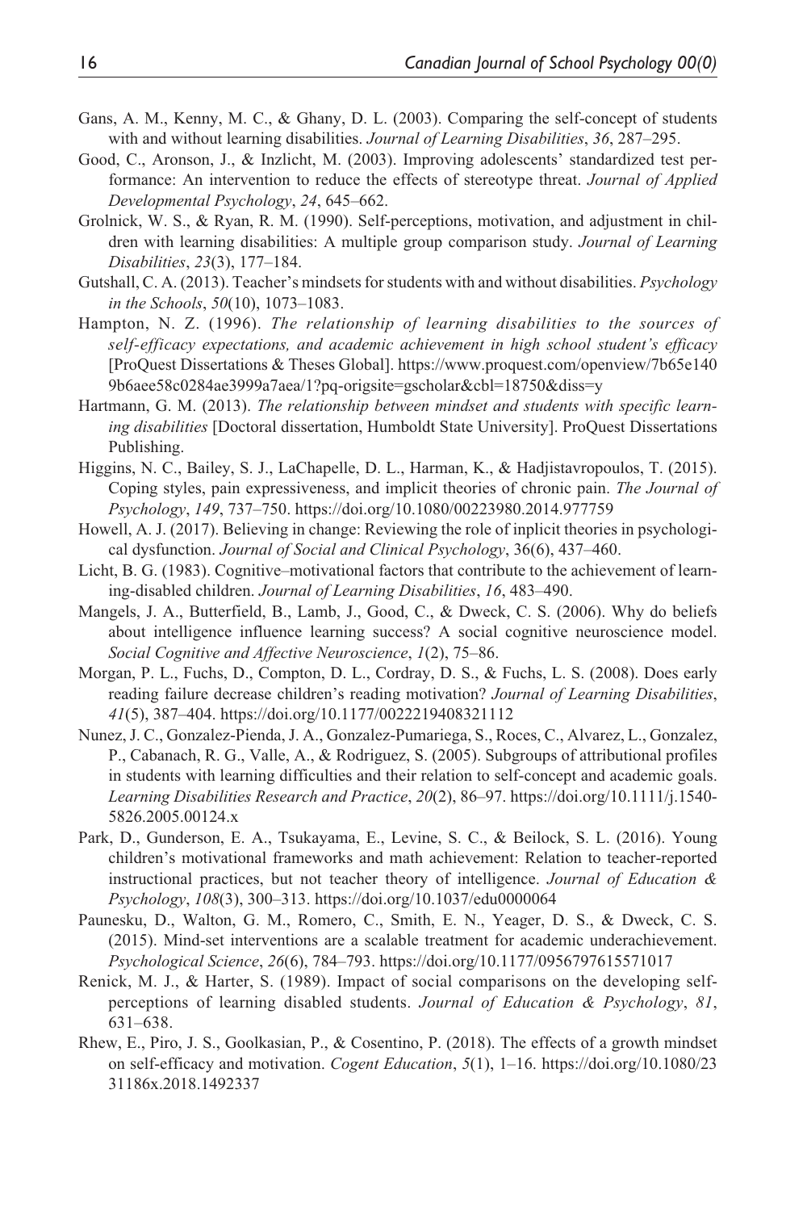Gans, A. M., Kenny, M. C., & Ghany, D. L. (2003). Comparing the self-concept of students with and without learning disabilities. *Journal of Learning Disabilities*, *36*, 287–295.

Good, C., Aronson, J., & Inzlicht, M. (2003). Improving adolescents' standardized test performance: An intervention to reduce the effects of stereotype threat. *Journal of Applied Developmental Psychology*, *24*, 645–662.

Grolnick, W. S., & Ryan, R. M. (1990). Self-perceptions, motivation, and adjustment in children with learning disabilities: A multiple group comparison study. *Journal of Learning Disabilities*, *23*(3), 177–184.

Gutshall, C. A. (2013). Teacher's mindsets for students with and without disabilities. *Psychology in the Schools*, *50*(10), 1073–1083.

Hampton, N. Z. (1996). *The relationship of learning disabilities to the sources of self-efficacy expectations, and academic achievement in high school student's efficacy* [ProQuest Dissertations & Theses Global]. https://www.proquest.com/openview/7b65e1409b6aee58c0284ae3999a7aea/1?pq-origsite=gscholar&cbl=18750&diss=y

Hartmann, G. M. (2013). *The relationship between mindset and students with specific learning disabilities* [Doctoral dissertation, Humboldt State University]. ProQuest Dissertations Publishing.

Higgins, N. C., Bailey, S. J., LaChapelle, D. L., Harman, K., & Hadjistavropoulos, T. (2015). Coping styles, pain expressiveness, and implicit theories of chronic pain. *The Journal of Psychology*, *149*, 737–750. https://doi.org/10.1080/00223980.2014.977759

Howell, A. J. (2017). Believing in change: Reviewing the role of inplicit theories in psychological dysfunction. *Journal of Social and Clinical Psychology*, 36(6), 437–460.

Licht, B. G. (1983). Cognitive–motivational factors that contribute to the achievement of learning-disabled children. *Journal of Learning Disabilities*, *16*, 483–490.

Mangels, J. A., Butterfield, B., Lamb, J., Good, C., & Dweck, C. S. (2006). Why do beliefs about intelligence influence learning success? A social cognitive neuroscience model. *Social Cognitive and Affective Neuroscience*, *1*(2), 75–86.

Morgan, P. L., Fuchs, D., Compton, D. L., Cordray, D. S., & Fuchs, L. S. (2008). Does early reading failure decrease children's reading motivation? *Journal of Learning Disabilities*, *41*(5), 387–404. https://doi.org/10.1177/0022219408321112

Nunez, J. C., Gonzalez-Pienda, J. A., Gonzalez-Pumariega, S., Roces, C., Alvarez, L., Gonzalez, P., Cabanach, R. G., Valle, A., & Rodriguez, S. (2005). Subgroups of attributional profiles in students with learning difficulties and their relation to self-concept and academic goals. *Learning Disabilities Research and Practice*, *20*(2), 86–97. https://doi.org/10.1111/j.1540-5826.2005.00124.x

Park, D., Gunderson, E. A., Tsukayama, E., Levine, S. C., & Beilock, S. L. (2016). Young children's motivational frameworks and math achievement: Relation to teacher-reported instructional practices, but not teacher theory of intelligence. *Journal of Education & Psychology*, *108*(3), 300–313. https://doi.org/10.1037/edu0000064

Paunesku, D., Walton, G. M., Romero, C., Smith, E. N., Yeager, D. S., & Dweck, C. S. (2015). Mind-set interventions are a scalable treatment for academic underachievement. *Psychological Science*, *26*(6), 784–793. https://doi.org/10.1177/0956797615571017

Renick, M. J., & Harter, S. (1989). Impact of social comparisons on the developing self-perceptions of learning disabled students. *Journal of Education & Psychology*, *81*, 631–638.

Rhew, E., Piro, J. S., Goolkasian, P., & Cosentino, P. (2018). The effects of a growth mindset on self-efficacy and motivation. *Cogent Education*, *5*(1), 1–16. https://doi.org/10.1080/2331186x.2018.1492337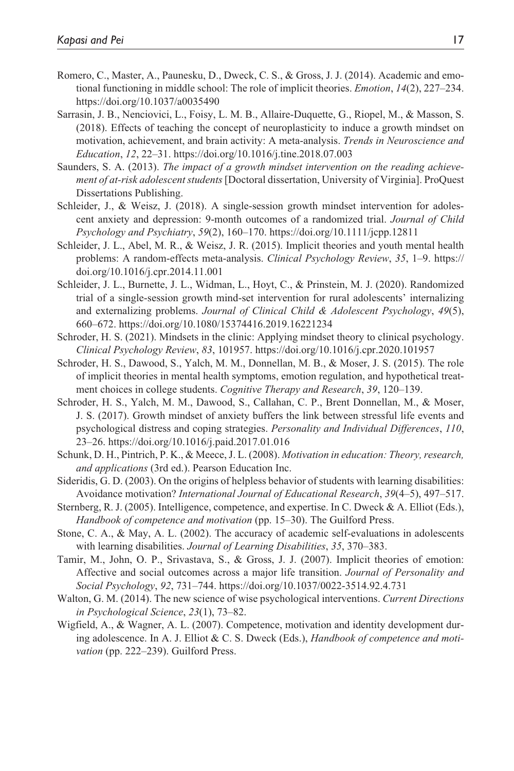Romero, C., Master, A., Paunesku, D., Dweck, C. S., & Gross, J. J. (2014). Academic and emotional functioning in middle school: The role of implicit theories. *Emotion*, *14*(2), 227–234. https://doi.org/10.1037/a0035490

Sarrasin, J. B., Nenciovici, L., Foisy, L. M. B., Allaire-Duquette, G., Riopel, M., & Masson, S. (2018). Effects of teaching the concept of neuroplasticity to induce a growth mindset on motivation, achievement, and brain activity: A meta-analysis. *Trends in Neuroscience and Education*, *12*, 22–31. https://doi.org/10.1016/j.tine.2018.07.003

Saunders, S. A. (2013). *The impact of a growth mindset intervention on the reading achievement of at-risk adolescent students* [Doctoral dissertation, University of Virginia]. ProQuest Dissertations Publishing.

Schleider, J., & Weisz, J. (2018). A single-session growth mindset intervention for adolescent anxiety and depression: 9-month outcomes of a randomized trial. *Journal of Child Psychology and Psychiatry*, *59*(2), 160–170. https://doi.org/10.1111/jcpp.12811

Schleider, J. L., Abel, M. R., & Weisz, J. R. (2015). Implicit theories and youth mental health problems: A random-effects meta-analysis. *Clinical Psychology Review*, *35*, 1–9. https://doi.org/10.1016/j.cpr.2014.11.001

Schleider, J. L., Burnette, J. L., Widman, L., Hoyt, C., & Prinstein, M. J. (2020). Randomized trial of a single-session growth mind-set intervention for rural adolescents' internalizing and externalizing problems. *Journal of Clinical Child & Adolescent Psychology*, *49*(5), 660–672. https://doi.org/10.1080/15374416.2019.16221234

Schroder, H. S. (2021). Mindsets in the clinic: Applying mindset theory to clinical psychology. *Clinical Psychology Review*, *83*, 101957. https://doi.org/10.1016/j.cpr.2020.101957

Schroder, H. S., Dawood, S., Yalch, M. M., Donnellan, M. B., & Moser, J. S. (2015). The role of implicit theories in mental health symptoms, emotion regulation, and hypothetical treatment choices in college students. *Cognitive Therapy and Research*, *39*, 120–139.

Schroder, H. S., Yalch, M. M., Dawood, S., Callahan, C. P., Brent Donnellan, M., & Moser, J. S. (2017). Growth mindset of anxiety buffers the link between stressful life events and psychological distress and coping strategies. *Personality and Individual Differences*, *110*, 23–26. https://doi.org/10.1016/j.paid.2017.01.016

Schunk, D. H., Pintrich, P. K., & Meece, J. L. (2008). *Motivation in education: Theory, research, and applications* (3rd ed.). Pearson Education Inc.

Sideridis, G. D. (2003). On the origins of helpless behavior of students with learning disabilities: Avoidance motivation? *International Journal of Educational Research*, *39*(4–5), 497–517.

Sternberg, R. J. (2005). Intelligence, competence, and expertise. In C. Dweck & A. Elliot (Eds.), *Handbook of competence and motivation* (pp. 15–30). The Guilford Press.

Stone, C. A., & May, A. L. (2002). The accuracy of academic self-evaluations in adolescents with learning disabilities. *Journal of Learning Disabilities*, *35*, 370–383.

Tamir, M., John, O. P., Srivastava, S., & Gross, J. J. (2007). Implicit theories of emotion: Affective and social outcomes across a major life transition. *Journal of Personality and Social Psychology*, *92*, 731–744. https://doi.org/10.1037/0022-3514.92.4.731

Walton, G. M. (2014). The new science of wise psychological interventions. *Current Directions in Psychological Science*, *23*(1), 73–82.

Wigfield, A., & Wagner, A. L. (2007). Competence, motivation and identity development during adolescence. In A. J. Elliot & C. S. Dweck (Eds.), *Handbook of competence and motivation* (pp. 222–239). Guilford Press.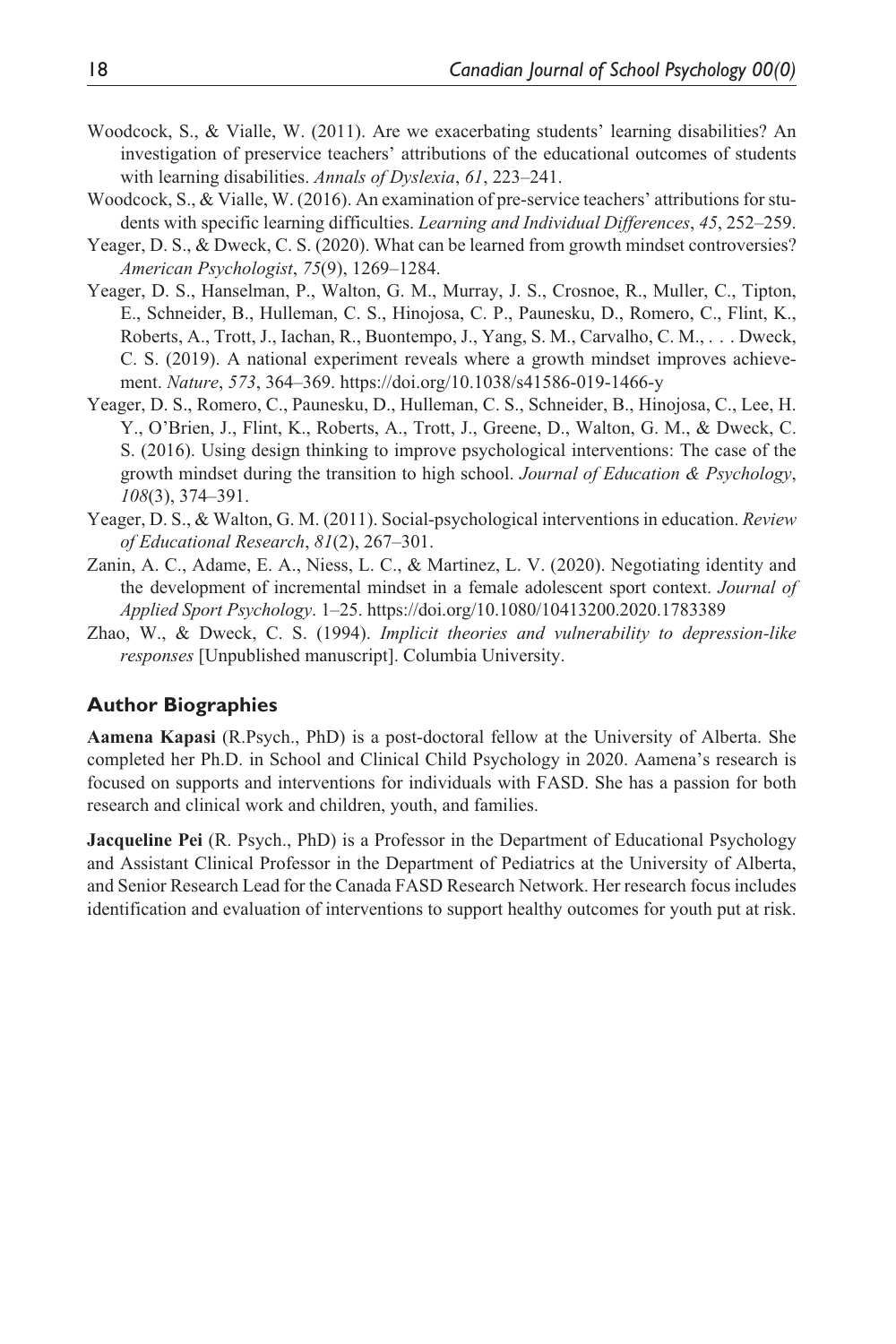Woodcock, S., & Vialle, W. (2011). Are we exacerbating students' learning disabilities? An investigation of preservice teachers' attributions of the educational outcomes of students with learning disabilities. *Annals of Dyslexia*, *61*, 223–241.

Woodcock, S., & Vialle, W. (2016). An examination of pre-service teachers' attributions for students with specific learning difficulties. *Learning and Individual Differences*, *45*, 252–259.

Yeager, D. S., & Dweck, C. S. (2020). What can be learned from growth mindset controversies? *American Psychologist*, *75*(9), 1269–1284.

Yeager, D. S., Hanselman, P., Walton, G. M., Murray, J. S., Crosnoe, R., Muller, C., Tipton, E., Schneider, B., Hulleman, C. S., Hinojosa, C. P., Paunesku, D., Romero, C., Flint, K., Roberts, A., Trott, J., Iachan, R., Buontempo, J., Yang, S. M., Carvalho, C. M., . . . Dweck, C. S. (2019). A national experiment reveals where a growth mindset improves achievement. *Nature*, *573*, 364–369. https://doi.org/10.1038/s41586-019-1466-y

Yeager, D. S., Romero, C., Paunesku, D., Hulleman, C. S., Schneider, B., Hinojosa, C., Lee, H. Y., O'Brien, J., Flint, K., Roberts, A., Trott, J., Greene, D., Walton, G. M., & Dweck, C. S. (2016). Using design thinking to improve psychological interventions: The case of the growth mindset during the transition to high school. *Journal of Education & Psychology*, *108*(3), 374–391.

Yeager, D. S., & Walton, G. M. (2011). Social-psychological interventions in education. *Review of Educational Research*, *81*(2), 267–301.

Zanin, A. C., Adame, E. A., Niess, L. C., & Martinez, L. V. (2020). Negotiating identity and the development of incremental mindset in a female adolescent sport context. *Journal of Applied Sport Psychology*. 1–25. https://doi.org/10.1080/10413200.2020.1783389

Zhao, W., & Dweck, C. S. (1994). *Implicit theories and vulnerability to depression-like responses* [Unpublished manuscript]. Columbia University.

## Author Biographies

**Aamena Kapasi** (R.Psych., PhD) is a post-doctoral fellow at the University of Alberta. She completed her Ph.D. in School and Clinical Child Psychology in 2020. Aamena's research is focused on supports and interventions for individuals with FASD. She has a passion for both research and clinical work and children, youth, and families.

**Jacqueline Pei** (R. Psych., PhD) is a Professor in the Department of Educational Psychology and Assistant Clinical Professor in the Department of Pediatrics at the University of Alberta, and Senior Research Lead for the Canada FASD Research Network. Her research focus includes identification and evaluation of interventions to support healthy outcomes for youth put at risk.